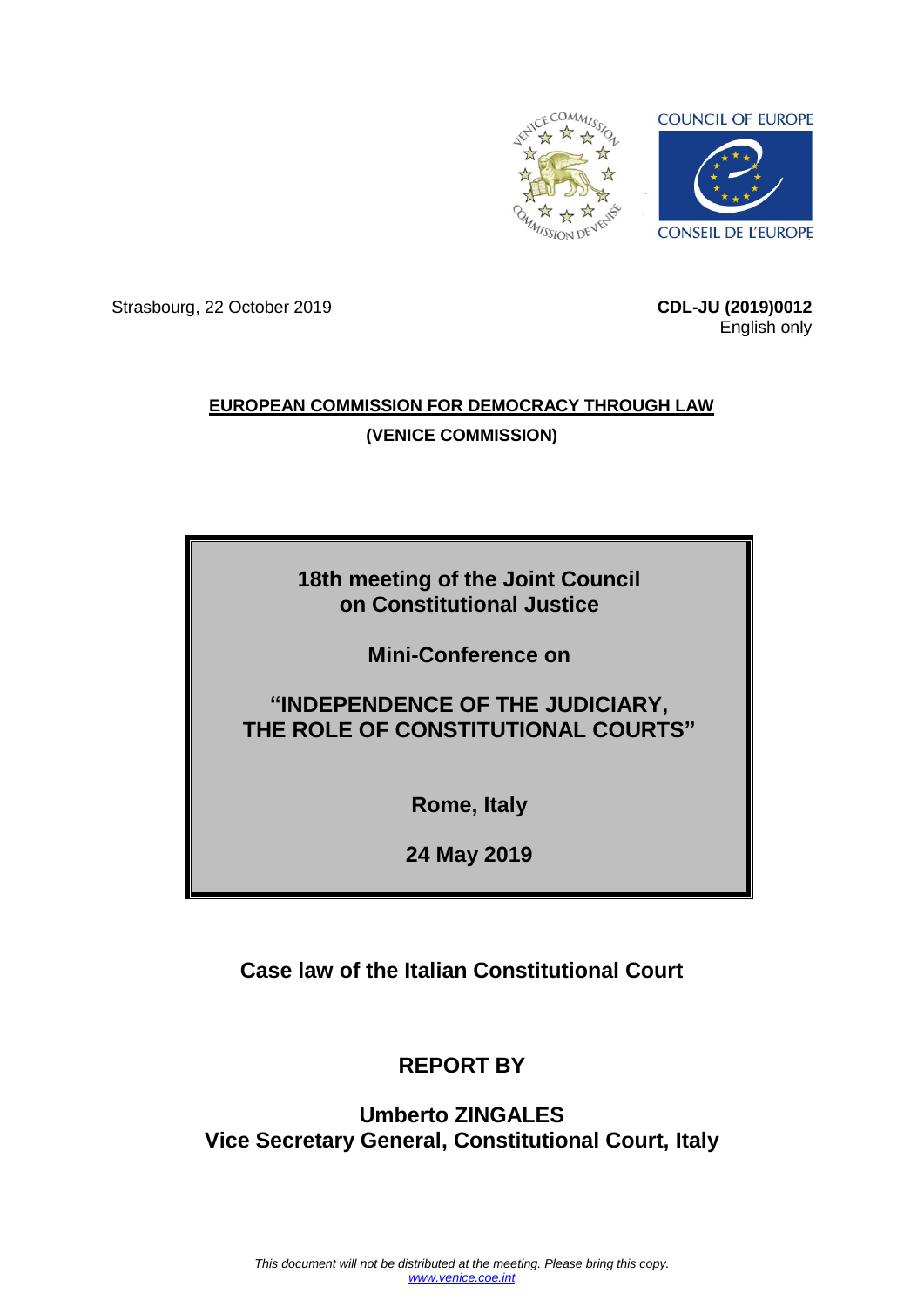COUNCIL OF EUROPE

CONSEIL DE L'EUROPE

Strasbourg, 22 October 2019

**CDL-JU (2019)0012**
English only

**EUROPEAN COMMISSION FOR DEMOCRACY THROUGH LAW**

**(VENICE COMMISSION)**

**18th meeting of the Joint Council on Constitutional Justice**

**Mini-Conference on**

**"INDEPENDENCE OF THE JUDICIARY, THE ROLE OF CONSTITUTIONAL COURTS"**

**Rome, Italy**

**24 May 2019**

# Case law of the Italian Constitutional Court

## REPORT BY

## Umberto ZINGALES
## Vice Secretary General, Constitutional Court, Italy

*This document will not be distributed at the meeting. Please bring this copy.*
*www.venice.coe.int*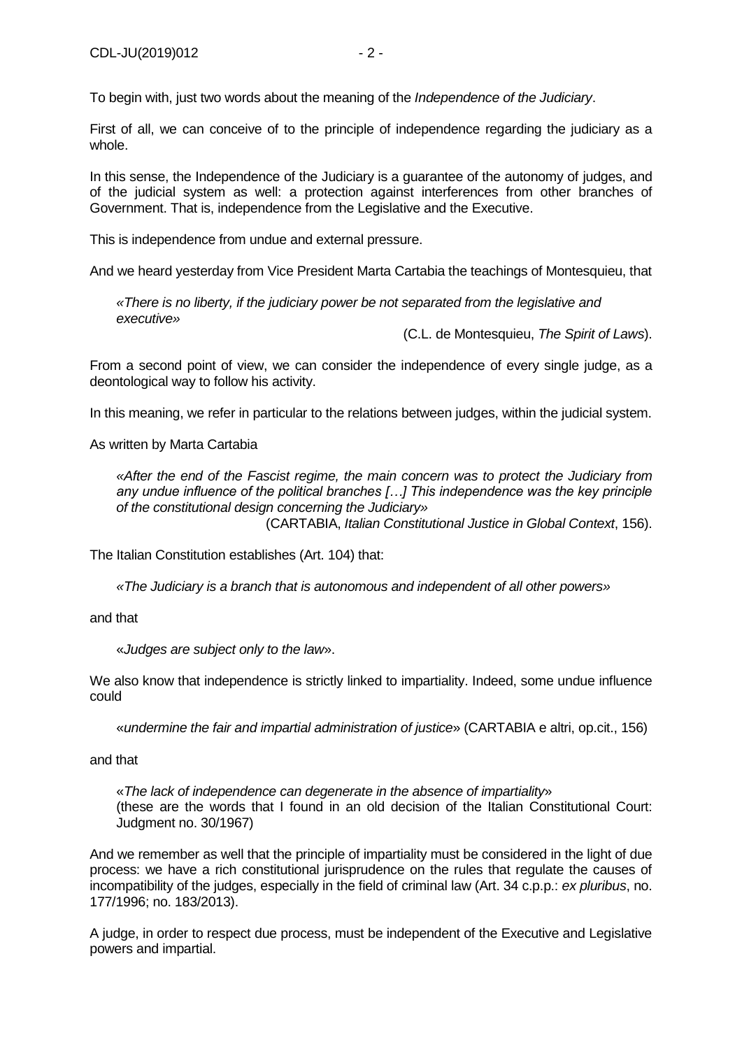To begin with, just two words about the meaning of the *Independence of the Judiciary*.

First of all, we can conceive of to the principle of independence regarding the judiciary as a whole.

In this sense, the Independence of the Judiciary is a guarantee of the autonomy of judges, and of the judicial system as well: a protection against interferences from other branches of Government. That is, independence from the Legislative and the Executive.

This is independence from undue and external pressure.

And we heard yesterday from Vice President Marta Cartabia the teachings of Montesquieu, that

> «*There is no liberty, if the judiciary power be not separated from the legislative and executive*»
>
> (C.L. de Montesquieu, *The Spirit of Laws*).

From a second point of view, we can consider the independence of every single judge, as a deontological way to follow his activity.

In this meaning, we refer in particular to the relations between judges, within the judicial system.

As written by Marta Cartabia

> *«After the end of the Fascist regime, the main concern was to protect the Judiciary from any undue influence of the political branches […] This independence was the key principle of the constitutional design concerning the Judiciary»*
>
> (CARTABIA, *Italian Constitutional Justice in Global Context*, 156).

The Italian Constitution establishes (Art. 104) that:

> «*The Judiciary is a branch that is autonomous and independent of all other powers*»

and that

> «*Judges are subject only to the law*».

We also know that independence is strictly linked to impartiality. Indeed, some undue influence could

> «*undermine the fair and impartial administration of justice*» (CARTABIA e altri, op.cit., 156)

and that

> «*The lack of independence can degenerate in the absence of impartiality*»
> (these are the words that I found in an old decision of the Italian Constitutional Court: Judgment no. 30/1967)

And we remember as well that the principle of impartiality must be considered in the light of due process: we have a rich constitutional jurisprudence on the rules that regulate the causes of incompatibility of the judges, especially in the field of criminal law (Art. 34 c.p.p.: *ex pluribus*, no. 177/1996; no. 183/2013).

A judge, in order to respect due process, must be independent of the Executive and Legislative powers and impartial.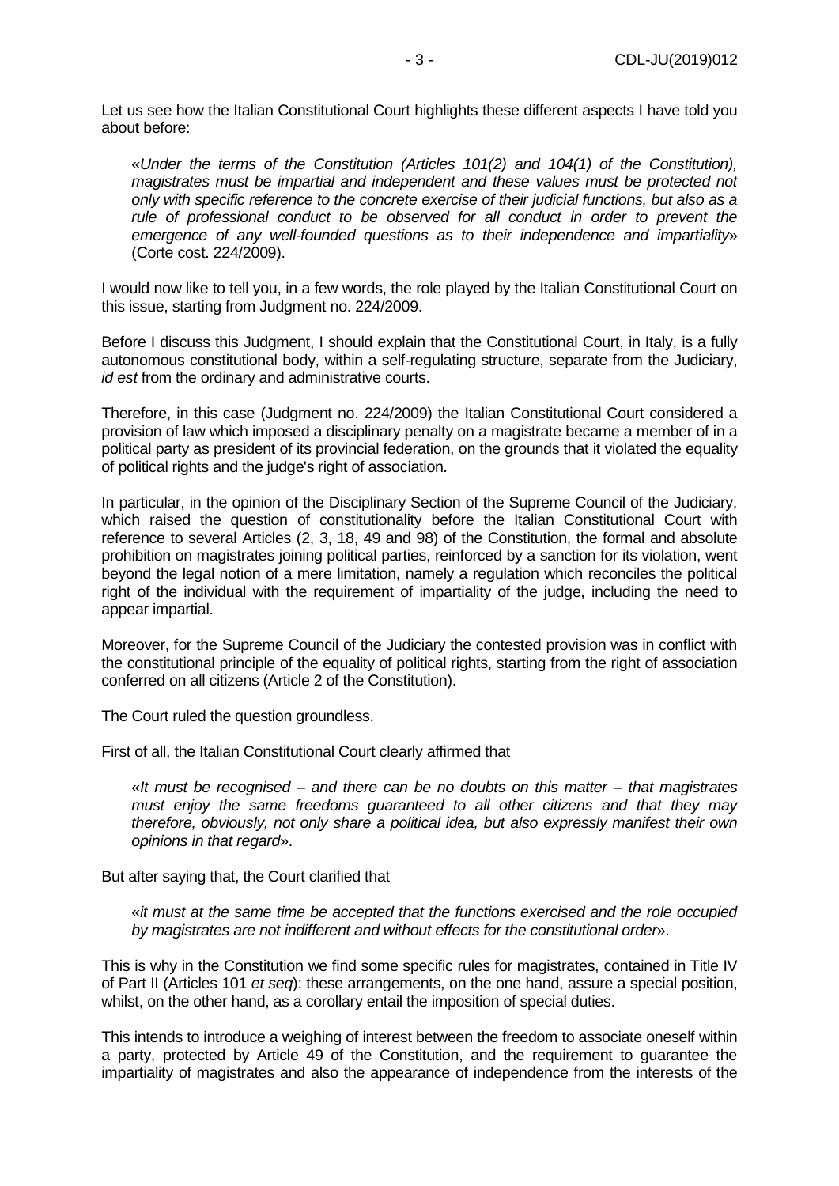Let us see how the Italian Constitutional Court highlights these different aspects I have told you about before:

> «*Under the terms of the Constitution (Articles 101(2) and 104(1) of the Constitution), magistrates must be impartial and independent and these values must be protected not only with specific reference to the concrete exercise of their judicial functions, but also as a rule of professional conduct to be observed for all conduct in order to prevent the emergence of any well-founded questions as to their independence and impartiality*» (Corte cost. 224/2009).

I would now like to tell you, in a few words, the role played by the Italian Constitutional Court on this issue, starting from Judgment no. 224/2009.

Before I discuss this Judgment, I should explain that the Constitutional Court, in Italy, is a fully autonomous constitutional body, within a self-regulating structure, separate from the Judiciary, *id est* from the ordinary and administrative courts.

Therefore, in this case (Judgment no. 224/2009) the Italian Constitutional Court considered a provision of law which imposed a disciplinary penalty on a magistrate became a member of in a political party as president of its provincial federation, on the grounds that it violated the equality of political rights and the judge's right of association.

In particular, in the opinion of the Disciplinary Section of the Supreme Council of the Judiciary, which raised the question of constitutionality before the Italian Constitutional Court with reference to several Articles (2, 3, 18, 49 and 98) of the Constitution, the formal and absolute prohibition on magistrates joining political parties, reinforced by a sanction for its violation, went beyond the legal notion of a mere limitation, namely a regulation which reconciles the political right of the individual with the requirement of impartiality of the judge, including the need to appear impartial.

Moreover, for the Supreme Council of the Judiciary the contested provision was in conflict with the constitutional principle of the equality of political rights, starting from the right of association conferred on all citizens (Article 2 of the Constitution).

The Court ruled the question groundless.

First of all, the Italian Constitutional Court clearly affirmed that

> «*It must be recognised – and there can be no doubts on this matter – that magistrates must enjoy the same freedoms guaranteed to all other citizens and that they may therefore, obviously, not only share a political idea, but also expressly manifest their own opinions in that regard*».

But after saying that, the Court clarified that

> «*it must at the same time be accepted that the functions exercised and the role occupied by magistrates are not indifferent and without effects for the constitutional order*».

This is why in the Constitution we find some specific rules for magistrates, contained in Title IV of Part II (Articles 101 *et seq*): these arrangements, on the one hand, assure a special position, whilst, on the other hand, as a corollary entail the imposition of special duties.

This intends to introduce a weighing of interest between the freedom to associate oneself within a party, protected by Article 49 of the Constitution, and the requirement to guarantee the impartiality of magistrates and also the appearance of independence from the interests of the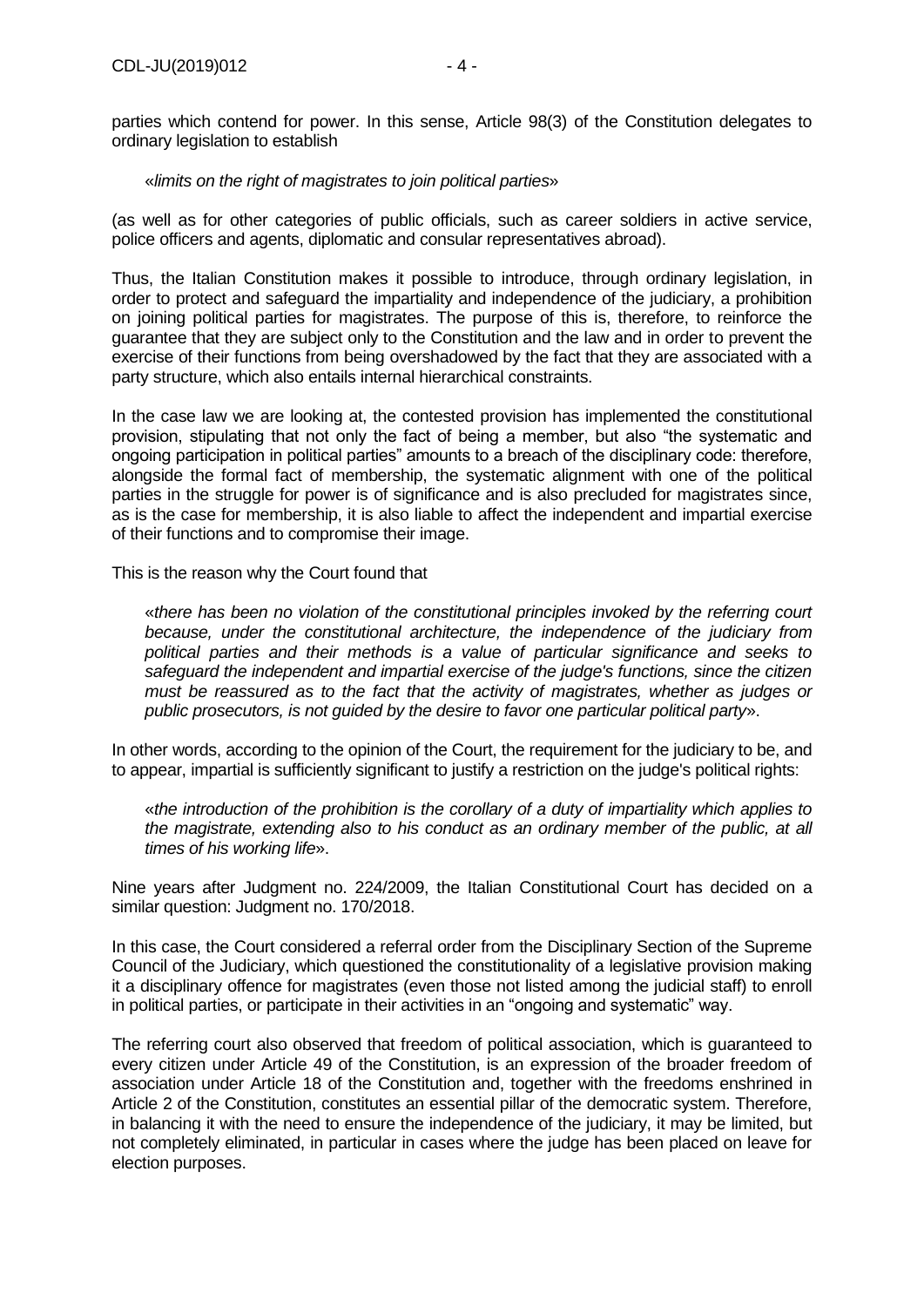parties which contend for power. In this sense, Article 98(3) of the Constitution delegates to ordinary legislation to establish

> «*limits on the right of magistrates to join political parties*»

(as well as for other categories of public officials, such as career soldiers in active service, police officers and agents, diplomatic and consular representatives abroad).

Thus, the Italian Constitution makes it possible to introduce, through ordinary legislation, in order to protect and safeguard the impartiality and independence of the judiciary, a prohibition on joining political parties for magistrates. The purpose of this is, therefore, to reinforce the guarantee that they are subject only to the Constitution and the law and in order to prevent the exercise of their functions from being overshadowed by the fact that they are associated with a party structure, which also entails internal hierarchical constraints.

In the case law we are looking at, the contested provision has implemented the constitutional provision, stipulating that not only the fact of being a member, but also "the systematic and ongoing participation in political parties" amounts to a breach of the disciplinary code: therefore, alongside the formal fact of membership, the systematic alignment with one of the political parties in the struggle for power is of significance and is also precluded for magistrates since, as is the case for membership, it is also liable to affect the independent and impartial exercise of their functions and to compromise their image.

This is the reason why the Court found that

> «*there has been no violation of the constitutional principles invoked by the referring court because, under the constitutional architecture, the independence of the judiciary from political parties and their methods is a value of particular significance and seeks to safeguard the independent and impartial exercise of the judge's functions, since the citizen must be reassured as to the fact that the activity of magistrates, whether as judges or public prosecutors, is not guided by the desire to favor one particular political party*».

In other words, according to the opinion of the Court, the requirement for the judiciary to be, and to appear, impartial is sufficiently significant to justify a restriction on the judge's political rights:

> «*the introduction of the prohibition is the corollary of a duty of impartiality which applies to the magistrate, extending also to his conduct as an ordinary member of the public, at all times of his working life*».

Nine years after Judgment no. 224/2009, the Italian Constitutional Court has decided on a similar question: Judgment no. 170/2018.

In this case, the Court considered a referral order from the Disciplinary Section of the Supreme Council of the Judiciary, which questioned the constitutionality of a legislative provision making it a disciplinary offence for magistrates (even those not listed among the judicial staff) to enroll in political parties, or participate in their activities in an "ongoing and systematic" way.

The referring court also observed that freedom of political association, which is guaranteed to every citizen under Article 49 of the Constitution, is an expression of the broader freedom of association under Article 18 of the Constitution and, together with the freedoms enshrined in Article 2 of the Constitution, constitutes an essential pillar of the democratic system. Therefore, in balancing it with the need to ensure the independence of the judiciary, it may be limited, but not completely eliminated, in particular in cases where the judge has been placed on leave for election purposes.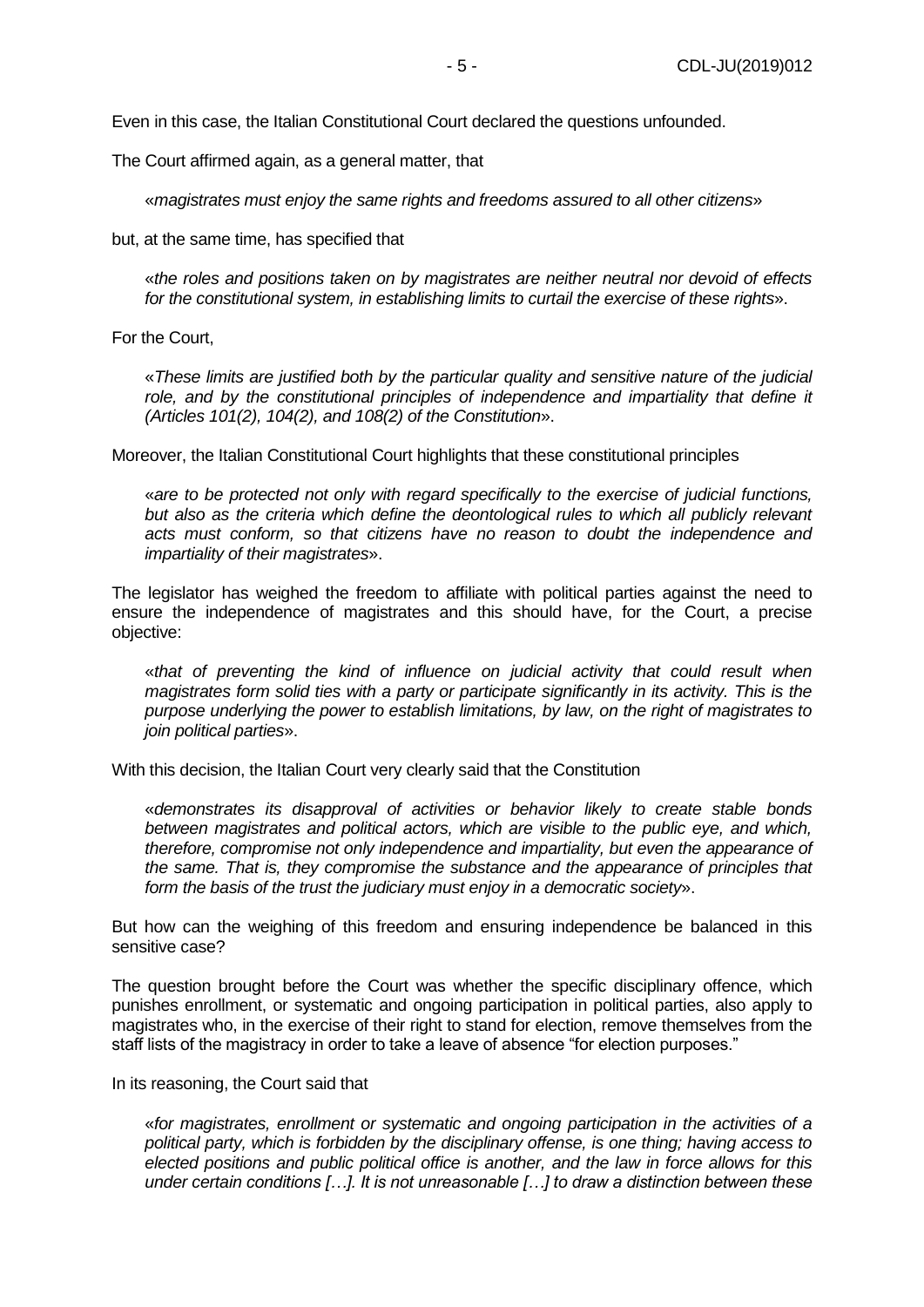Even in this case, the Italian Constitutional Court declared the questions unfounded.

The Court affirmed again, as a general matter, that

> «*magistrates must enjoy the same rights and freedoms assured to all other citizens*»

but, at the same time, has specified that

> «*the roles and positions taken on by magistrates are neither neutral nor devoid of effects for the constitutional system, in establishing limits to curtail the exercise of these rights*».

For the Court,

> «*These limits are justified both by the particular quality and sensitive nature of the judicial role, and by the constitutional principles of independence and impartiality that define it (Articles 101(2), 104(2), and 108(2) of the Constitution*».

Moreover, the Italian Constitutional Court highlights that these constitutional principles

> «*are to be protected not only with regard specifically to the exercise of judicial functions, but also as the criteria which define the deontological rules to which all publicly relevant acts must conform, so that citizens have no reason to doubt the independence and impartiality of their magistrates*».

The legislator has weighed the freedom to affiliate with political parties against the need to ensure the independence of magistrates and this should have, for the Court, a precise objective:

> «*that of preventing the kind of influence on judicial activity that could result when magistrates form solid ties with a party or participate significantly in its activity. This is the purpose underlying the power to establish limitations, by law, on the right of magistrates to join political parties*».

With this decision, the Italian Court very clearly said that the Constitution

> «*demonstrates its disapproval of activities or behavior likely to create stable bonds between magistrates and political actors, which are visible to the public eye, and which, therefore, compromise not only independence and impartiality, but even the appearance of the same. That is, they compromise the substance and the appearance of principles that form the basis of the trust the judiciary must enjoy in a democratic society*».

But how can the weighing of this freedom and ensuring independence be balanced in this sensitive case?

The question brought before the Court was whether the specific disciplinary offence, which punishes enrollment, or systematic and ongoing participation in political parties, also apply to magistrates who, in the exercise of their right to stand for election, remove themselves from the staff lists of the magistracy in order to take a leave of absence "for election purposes."

In its reasoning, the Court said that

> «*for magistrates, enrollment or systematic and ongoing participation in the activities of a political party, which is forbidden by the disciplinary offense, is one thing; having access to elected positions and public political office is another, and the law in force allows for this under certain conditions […]. It is not unreasonable […] to draw a distinction between these*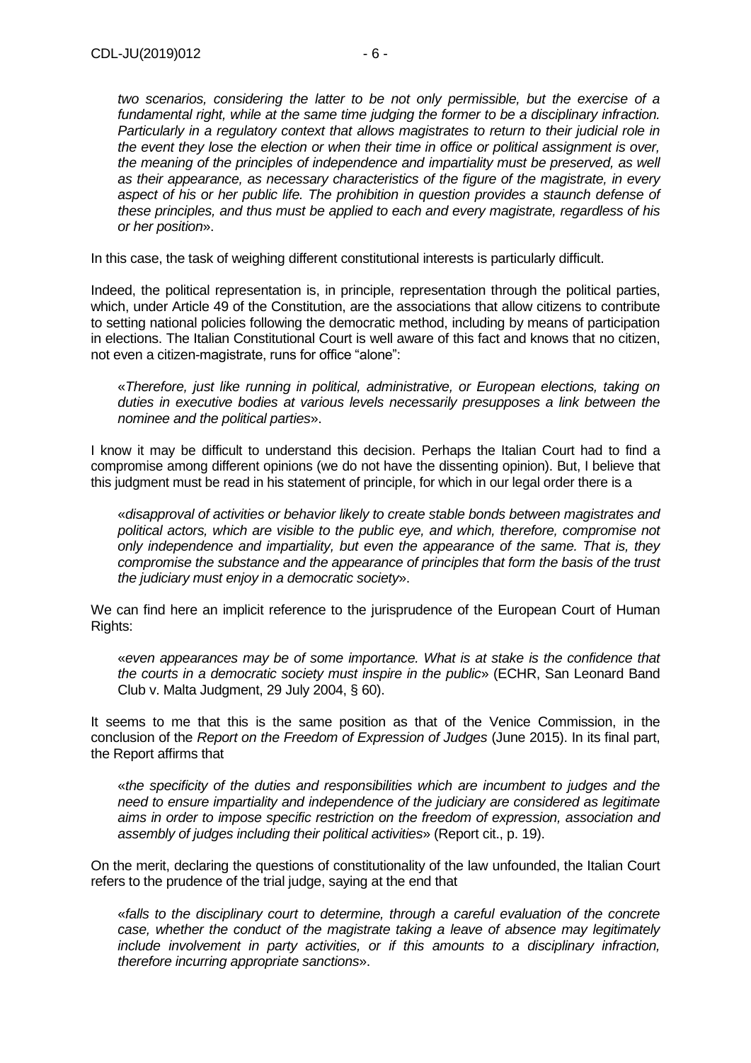*two scenarios, considering the latter to be not only permissible, but the exercise of a fundamental right, while at the same time judging the former to be a disciplinary infraction. Particularly in a regulatory context that allows magistrates to return to their judicial role in the event they lose the election or when their time in office or political assignment is over, the meaning of the principles of independence and impartiality must be preserved, as well as their appearance, as necessary characteristics of the figure of the magistrate, in every aspect of his or her public life. The prohibition in question provides a staunch defense of these principles, and thus must be applied to each and every magistrate, regardless of his or her position*».

In this case, the task of weighing different constitutional interests is particularly difficult.

Indeed, the political representation is, in principle, representation through the political parties, which, under Article 49 of the Constitution, are the associations that allow citizens to contribute to setting national policies following the democratic method, including by means of participation in elections. The Italian Constitutional Court is well aware of this fact and knows that no citizen, not even a citizen-magistrate, runs for office "alone":

> «*Therefore, just like running in political, administrative, or European elections, taking on duties in executive bodies at various levels necessarily presupposes a link between the nominee and the political parties*».

I know it may be difficult to understand this decision. Perhaps the Italian Court had to find a compromise among different opinions (we do not have the dissenting opinion). But, I believe that this judgment must be read in his statement of principle, for which in our legal order there is a

> «*disapproval of activities or behavior likely to create stable bonds between magistrates and political actors, which are visible to the public eye, and which, therefore, compromise not only independence and impartiality, but even the appearance of the same. That is, they compromise the substance and the appearance of principles that form the basis of the trust the judiciary must enjoy in a democratic society*».

We can find here an implicit reference to the jurisprudence of the European Court of Human Rights:

> «*even appearances may be of some importance. What is at stake is the confidence that the courts in a democratic society must inspire in the public*» (ECHR, San Leonard Band Club v. Malta Judgment, 29 July 2004, § 60).

It seems to me that this is the same position as that of the Venice Commission, in the conclusion of the *Report on the Freedom of Expression of Judges* (June 2015). In its final part, the Report affirms that

> «*the specificity of the duties and responsibilities which are incumbent to judges and the need to ensure impartiality and independence of the judiciary are considered as legitimate aims in order to impose specific restriction on the freedom of expression, association and assembly of judges including their political activities*» (Report cit., p. 19).

On the merit, declaring the questions of constitutionality of the law unfounded, the Italian Court refers to the prudence of the trial judge, saying at the end that

> «*falls to the disciplinary court to determine, through a careful evaluation of the concrete case, whether the conduct of the magistrate taking a leave of absence may legitimately include involvement in party activities, or if this amounts to a disciplinary infraction, therefore incurring appropriate sanctions*».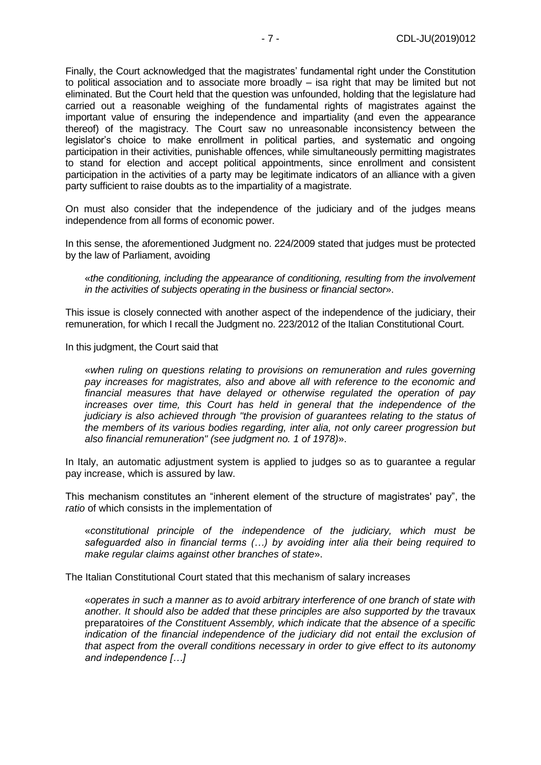Finally, the Court acknowledged that the magistrates' fundamental right under the Constitution to political association and to associate more broadly – isa right that may be limited but not eliminated. But the Court held that the question was unfounded, holding that the legislature had carried out a reasonable weighing of the fundamental rights of magistrates against the important value of ensuring the independence and impartiality (and even the appearance thereof) of the magistracy. The Court saw no unreasonable inconsistency between the legislator's choice to make enrollment in political parties, and systematic and ongoing participation in their activities, punishable offences, while simultaneously permitting magistrates to stand for election and accept political appointments, since enrollment and consistent participation in the activities of a party may be legitimate indicators of an alliance with a given party sufficient to raise doubts as to the impartiality of a magistrate.

On must also consider that the independence of the judiciary and of the judges means independence from all forms of economic power.

In this sense, the aforementioned Judgment no. 224/2009 stated that judges must be protected by the law of Parliament, avoiding

> «*the conditioning, including the appearance of conditioning, resulting from the involvement in the activities of subjects operating in the business or financial sector*».

This issue is closely connected with another aspect of the independence of the judiciary, their remuneration, for which I recall the Judgment no. 223/2012 of the Italian Constitutional Court.

In this judgment, the Court said that

> «*when ruling on questions relating to provisions on remuneration and rules governing pay increases for magistrates, also and above all with reference to the economic and financial measures that have delayed or otherwise regulated the operation of pay increases over time, this Court has held in general that the independence of the judiciary is also achieved through "the provision of guarantees relating to the status of the members of its various bodies regarding, inter alia, not only career progression but also financial remuneration" (see judgment no. 1 of 1978)*».

In Italy, an automatic adjustment system is applied to judges so as to guarantee a regular pay increase, which is assured by law.

This mechanism constitutes an "inherent element of the structure of magistrates' pay", the *ratio* of which consists in the implementation of

> «*constitutional principle of the independence of the judiciary, which must be safeguarded also in financial terms (…) by avoiding inter alia their being required to make regular claims against other branches of state*».

The Italian Constitutional Court stated that this mechanism of salary increases

> «*operates in such a manner as to avoid arbitrary interference of one branch of state with another. It should also be added that these principles are also supported by the* travaux preparatoires *of the Constituent Assembly, which indicate that the absence of a specific indication of the financial independence of the judiciary did not entail the exclusion of that aspect from the overall conditions necessary in order to give effect to its autonomy and independence […]*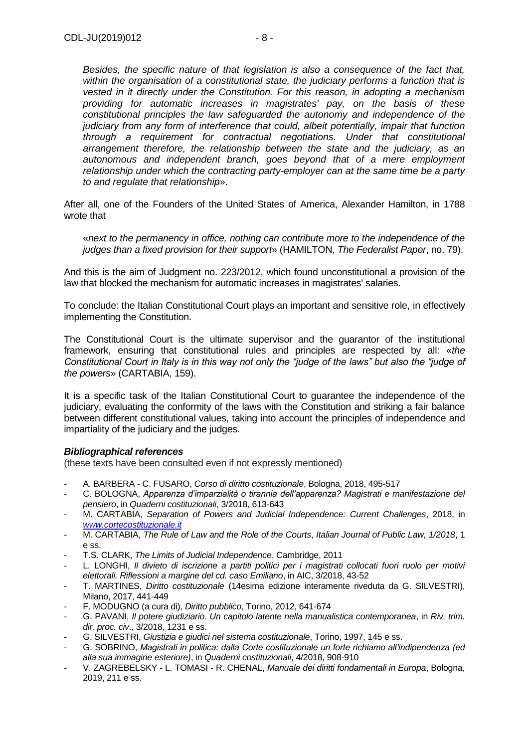*Besides, the specific nature of that legislation is also a consequence of the fact that, within the organisation of a constitutional state, the judiciary performs a function that is vested in it directly under the Constitution. For this reason, in adopting a mechanism providing for automatic increases in magistrates' pay, on the basis of these constitutional principles the law safeguarded the autonomy and independence of the judiciary from any form of interference that could, albeit potentially, impair that function through a requirement for contractual negotiations. Under that constitutional arrangement therefore, the relationship between the state and the judiciary, as an autonomous and independent branch, goes beyond that of a mere employment relationship under which the contracting party-employer can at the same time be a party to and regulate that relationship*».

After all, one of the Founders of the United States of America, Alexander Hamilton, in 1788 wrote that

> «*next to the permanency in office, nothing can contribute more to the independence of the judges than a fixed provision for their support*» (HAMILTON, *The Federalist Paper*, no. 79).

And this is the aim of Judgment no. 223/2012, which found unconstitutional a provision of the law that blocked the mechanism for automatic increases in magistrates' salaries.

To conclude: the Italian Constitutional Court plays an important and sensitive role, in effectively implementing the Constitution.

The Constitutional Court is the ultimate supervisor and the guarantor of the institutional framework, ensuring that constitutional rules and principles are respected by all: «*the Constitutional Court in Italy is in this way not only the "judge of the laws" but also the "judge of the powers*» (CARTABIA, 159).

It is a specific task of the Italian Constitutional Court to guarantee the independence of the judiciary, evaluating the conformity of the laws with the Constitution and striking a fair balance between different constitutional values, taking into account the principles of independence and impartiality of the judiciary and the judges.

***Bibliographical references***

(these texts have been consulted even if not expressly mentioned)

- A. BARBERA - C. FUSARO, *Corso di diritto costituzionale*, Bologna, 2018, 495-517
- C. BOLOGNA, *Apparenza d'imparzialità o tirannia dell'apparenza? Magistrati e manifestazione del pensiero*, in *Quaderni costituzionali*, 3/2018, 613-643
- M. CARTABIA, *Separation of Powers and Judicial Independence: Current Challenges*, 2018, in [www.cortecostituzionale.it](www.cortecostituzionale.it)
- M. CARTABIA, *The Rule of Law and the Role of the Courts*, *Italian Journal of Public Law, 1/2018*, 1 e ss.
- T.S. CLARK, *The Limits of Judicial Independence*, Cambridge, 2011
- L. LONGHI, *Il divieto di iscrizione a partiti politici per i magistrati collocati fuori ruolo per motivi elettorali. Riflessioni a margine del cd. caso Emiliano*, in AIC, 3/2018, 43-52
- T. MARTINES, *Diritto costituzionale* (14esima edizione interamente riveduta da G. SILVESTRI), Milano, 2017, 441-449
- F. MODUGNO (a cura di), *Diritto pubblico*, Torino, 2012, 641-674
- G. PAVANI, *Il potere giudiziario. Un capitolo latente nella manualistica contemporanea*, in *Riv. trim. dir. proc. civ*., 3/2018, 1231 e ss.
- G. SILVESTRI, *Giustizia e giudici nel sistema costituzionale*, Torino, 1997, 145 e ss.
- G. SOBRINO, *Magistrati in politica: dalla Corte costituzionale un forte richiamo all'indipendenza (ed alla sua immagine esteriore)*, in *Quaderni costituzionali*, 4/2018, 908-910
- V. ZAGREBELSKY - L. TOMASI - R. CHENAL, *Manuale dei diritti fondamentali in Europa*, Bologna, 2019, 211 e ss.